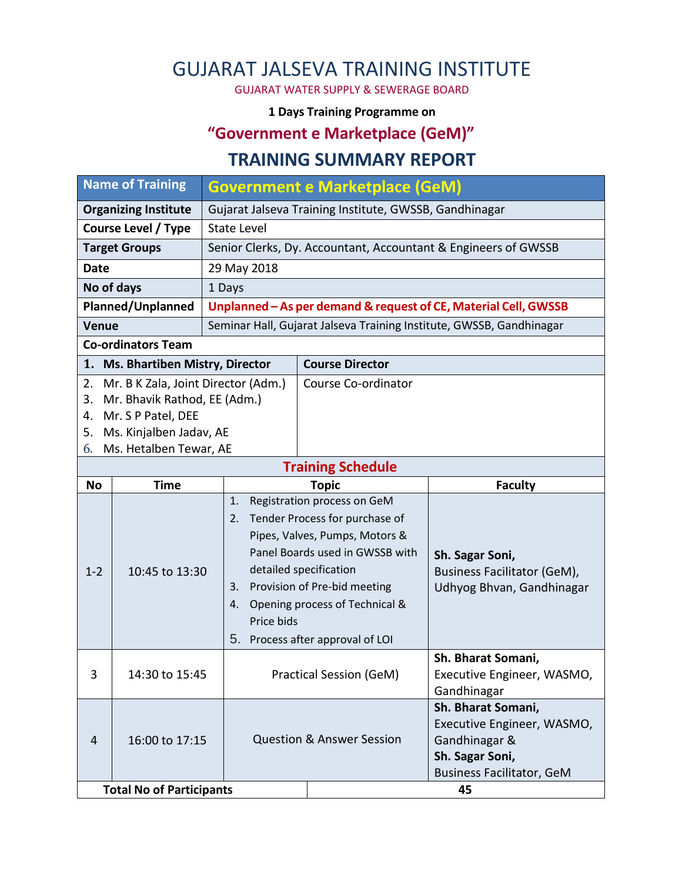# GUJARAT JALSEVA TRAINING INSTITUTE

GUJARAT WATER SUPPLY & SEWERAGE BOARD

**1 Days Training Programme on**

## "Government e Marketplace (GeM)"

## TRAINING SUMMARY REPORT

| Name of Training | Government e Marketplace (GeM) |
|---|---|
| **Organizing Institute** | Gujarat Jalseva Training Institute, GWSSB, Gandhinagar |
| **Course Level / Type** | State Level |
| **Target Groups** | Senior Clerks, Dy. Accountant, Accountant & Engineers of GWSSB |
| **Date** | 29 May 2018 |
| **No of days** | 1 Days |
| **Planned/Unplanned** | **Unplanned – As per demand & request of CE, Material Cell, GWSSB** |
| **Venue** | Seminar Hall, Gujarat Jalseva Training Institute, GWSSB, Gandhinagar |

**Co-ordinators Team**

| Name | Role |
|---|---|
| **1. Ms. Bhartiben Mistry, Director** | **Course Director** |
| 2. Mr. B K Zala, Joint Director (Adm.)<br>3. Mr. Bhavik Rathod, EE (Adm.)<br>4. Mr. S P Patel, DEE<br>5. Ms. Kinjalben Jadav, AE<br>6. Ms. Hetalben Tewar, AE | Course Co-ordinator |

**Training Schedule**

| No | Time | Topic | Faculty |
|---|---|---|---|
| 1-2 | 10:45 to 13:30 | 1. Registration process on GeM<br>2. Tender Process for purchase of Pipes, Valves, Pumps, Motors & Panel Boards used in GWSSB with detailed specification<br>3. Provision of Pre-bid meeting<br>4. Opening process of Technical & Price bids<br>5. Process after approval of LOI | **Sh. Sagar Soni,**<br>Business Facilitator (GeM), Udhyog Bhvan, Gandhinagar |
| 3 | 14:30 to 15:45 | Practical Session (GeM) | **Sh. Bharat Somani,**<br>Executive Engineer, WASMO, Gandhinagar |
| 4 | 16:00 to 17:15 | Question & Answer Session | **Sh. Bharat Somani,**<br>Executive Engineer, WASMO, Gandhinagar &<br>**Sh. Sagar Soni,**<br>Business Facilitator, GeM |

| **Total No of Participants** | **45** |
|---|---|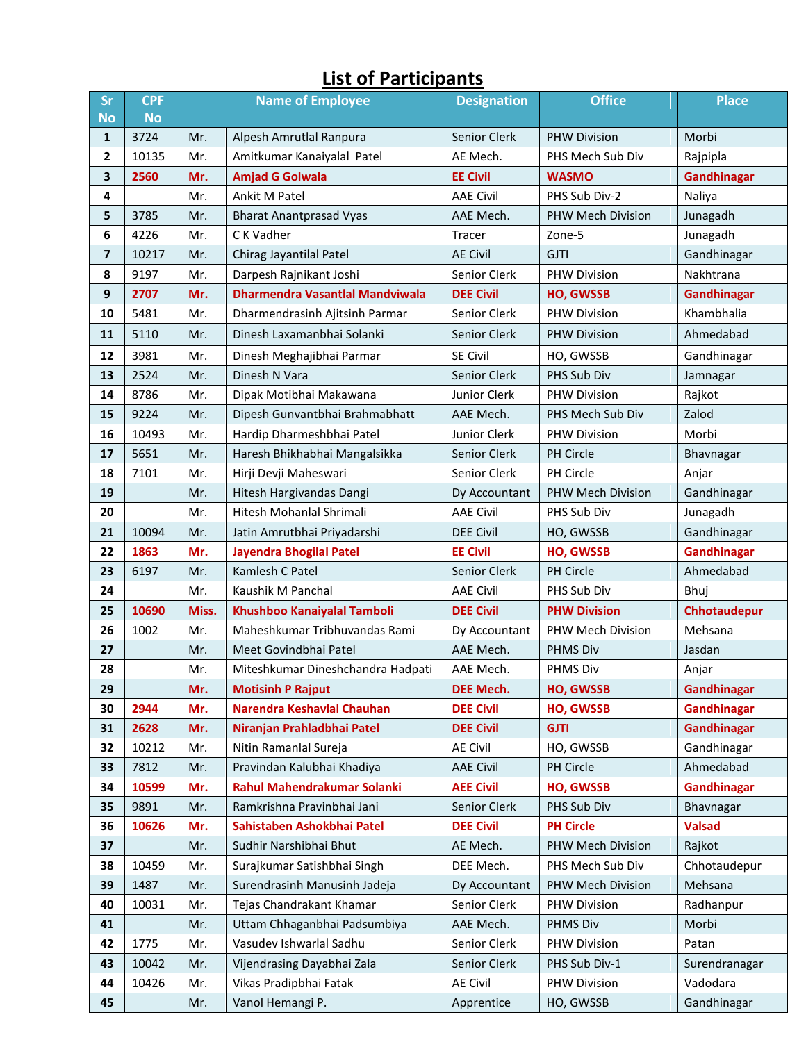# List of Participants

| Sr No | CPF No | | Name of Employee | Designation | Office | Place |
|---|---|---|---|---|---|---|
| 1 | 3724 | Mr. | Alpesh Amrutlal Ranpura | Senior Clerk | PHW Division | Morbi |
| 2 | 10135 | Mr. | Amitkumar Kanaiyalal Patel | AE Mech. | PHS Mech Sub Div | Rajpipla |
| 3 | **2560** | **Mr.** | **Amjad G Golwala** | **EE Civil** | **WASMO** | **Gandhinagar** |
| 4 | | Mr. | Ankit M Patel | AAE Civil | PHS Sub Div-2 | Naliya |
| 5 | 3785 | Mr. | Bharat Anantprasad Vyas | AAE Mech. | PHW Mech Division | Junagadh |
| 6 | 4226 | Mr. | C K Vadher | Tracer | Zone-5 | Junagadh |
| 7 | 10217 | Mr. | Chirag Jayantilal Patel | AE Civil | GJTI | Gandhinagar |
| 8 | 9197 | Mr. | Darpesh Rajnikant Joshi | Senior Clerk | PHW Division | Nakhtrana |
| 9 | **2707** | **Mr.** | **Dharmendra Vasantlal Mandviwala** | **DEE Civil** | **HO, GWSSB** | **Gandhinagar** |
| 10 | 5481 | Mr. | Dharmendrasinh Ajitsinh Parmar | Senior Clerk | PHW Division | Khambhalia |
| 11 | 5110 | Mr. | Dinesh Laxamanbhai Solanki | Senior Clerk | PHW Division | Ahmedabad |
| 12 | 3981 | Mr. | Dinesh Meghajibhai Parmar | SE Civil | HO, GWSSB | Gandhinagar |
| 13 | 2524 | Mr. | Dinesh N Vara | Senior Clerk | PHS Sub Div | Jamnagar |
| 14 | 8786 | Mr. | Dipak Motibhai Makawana | Junior Clerk | PHW Division | Rajkot |
| 15 | 9224 | Mr. | Dipesh Gunvantbhai Brahmabhatt | AAE Mech. | PHS Mech Sub Div | Zalod |
| 16 | 10493 | Mr. | Hardip Dharmeshbhai Patel | Junior Clerk | PHW Division | Morbi |
| 17 | 5651 | Mr. | Haresh Bhikhabhai Mangalsikka | Senior Clerk | PH Circle | Bhavnagar |
| 18 | 7101 | Mr. | Hirji Devji Maheswari | Senior Clerk | PH Circle | Anjar |
| 19 | | Mr. | Hitesh Hargivandas Dangi | Dy Accountant | PHW Mech Division | Gandhinagar |
| 20 | | Mr. | Hitesh Mohanlal Shrimali | AAE Civil | PHS Sub Div | Junagadh |
| 21 | 10094 | Mr. | Jatin Amrutbhai Priyadarshi | DEE Civil | HO, GWSSB | Gandhinagar |
| 22 | **1863** | **Mr.** | **Jayendra Bhogilal Patel** | **EE Civil** | **HO, GWSSB** | **Gandhinagar** |
| 23 | 6197 | Mr. | Kamlesh C Patel | Senior Clerk | PH Circle | Ahmedabad |
| 24 | | Mr. | Kaushik M Panchal | AAE Civil | PHS Sub Div | Bhuj |
| 25 | **10690** | **Miss.** | **Khushboo Kanaiyalal Tamboli** | **DEE Civil** | **PHW Division** | **Chhotaudepur** |
| 26 | 1002 | Mr. | Maheshkumar Tribhuvandas Rami | Dy Accountant | PHW Mech Division | Mehsana |
| 27 | | Mr. | Meet Govindbhai Patel | AAE Mech. | PHMS Div | Jasdan |
| 28 | | Mr. | Miteshkumar Dineshchandra Hadpati | AAE Mech. | PHMS Div | Anjar |
| 29 | | **Mr.** | **Motisinh P Rajput** | **DEE Mech.** | **HO, GWSSB** | **Gandhinagar** |
| 30 | **2944** | **Mr.** | **Narendra Keshavlal Chauhan** | **DEE Civil** | **HO, GWSSB** | **Gandhinagar** |
| 31 | **2628** | **Mr.** | **Niranjan Prahladbhai Patel** | **DEE Civil** | **GJTI** | **Gandhinagar** |
| 32 | 10212 | Mr. | Nitin Ramanlal Sureja | AE Civil | HO, GWSSB | Gandhinagar |
| 33 | 7812 | Mr. | Pravindan Kalubhai Khadiya | AAE Civil | PH Circle | Ahmedabad |
| 34 | **10599** | **Mr.** | **Rahul Mahendrakumar Solanki** | **AEE Civil** | **HO, GWSSB** | **Gandhinagar** |
| 35 | 9891 | Mr. | Ramkrishna Pravinbhai Jani | Senior Clerk | PHS Sub Div | Bhavnagar |
| 36 | **10626** | **Mr.** | **Sahistaben Ashokbhai Patel** | **DEE Civil** | **PH Circle** | **Valsad** |
| 37 | | Mr. | Sudhir Narshibhai Bhut | AE Mech. | PHW Mech Division | Rajkot |
| 38 | 10459 | Mr. | Surajkumar Satishbhai Singh | DEE Mech. | PHS Mech Sub Div | Chhotaudepur |
| 39 | 1487 | Mr. | Surendrasinh Manusinh Jadeja | Dy Accountant | PHW Mech Division | Mehsana |
| 40 | 10031 | Mr. | Tejas Chandrakant Khamar | Senior Clerk | PHW Division | Radhanpur |
| 41 | | Mr. | Uttam Chhaganbhai Padsumbiya | AAE Mech. | PHMS Div | Morbi |
| 42 | 1775 | Mr. | Vasudev Ishwarlal Sadhu | Senior Clerk | PHW Division | Patan |
| 43 | 10042 | Mr. | Vijendrasing Dayabhai Zala | Senior Clerk | PHS Sub Div-1 | Surendranagar |
| 44 | 10426 | Mr. | Vikas Pradipbhai Fatak | AE Civil | PHW Division | Vadodara |
| 45 | | Mr. | Vanol Hemangi P. | Apprentice | HO, GWSSB | Gandhinagar |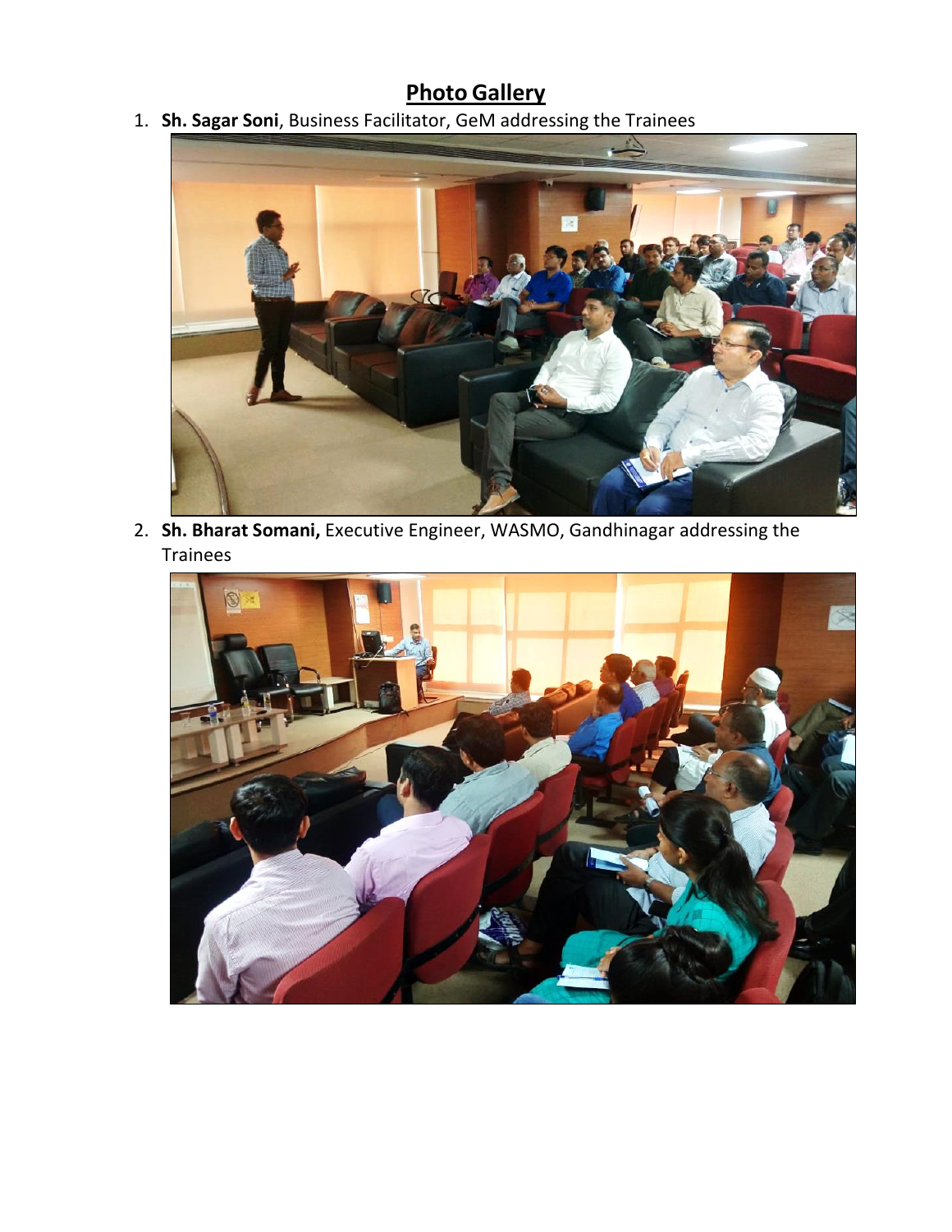# Photo Gallery

1. **Sh. Sagar Soni**, Business Facilitator, GeM addressing the Trainees

2. **Sh. Bharat Somani,** Executive Engineer, WASMO, Gandhinagar addressing the Trainees